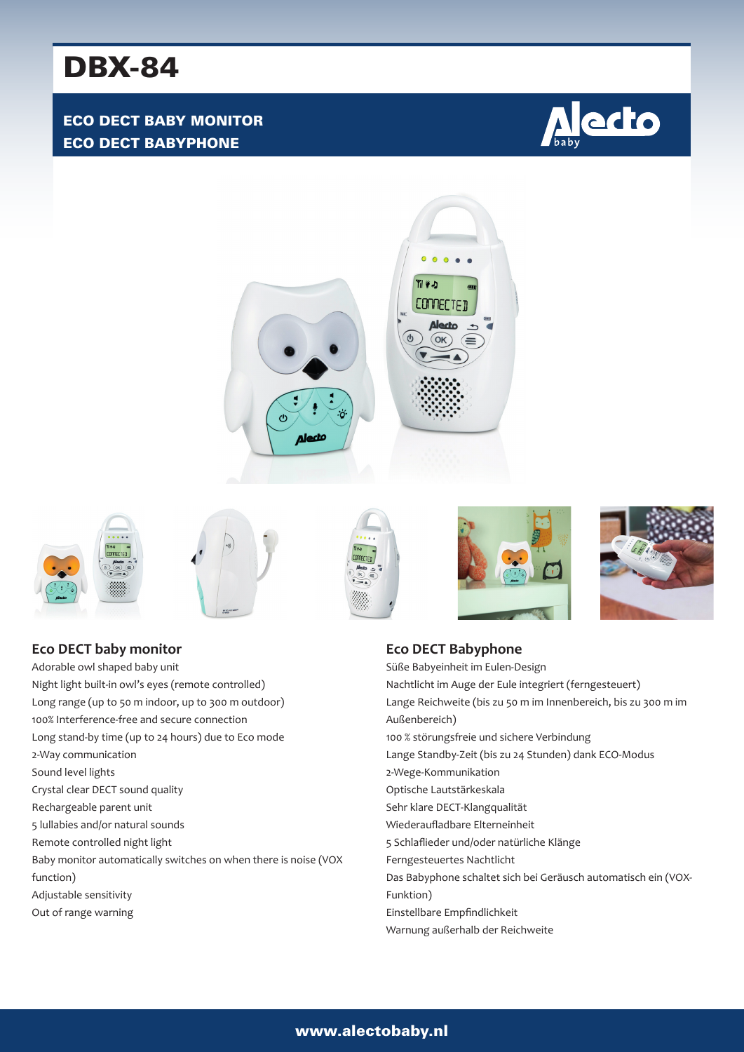# DBX-84

**ECO DECT BABY MONITOR**
**ECO DECT BABYPHONE**

## Eco DECT baby monitor

Adorable owl shaped baby unit
Night light built-in owl's eyes (remote controlled)
Long range (up to 50 m indoor, up to 300 m outdoor)
100% Interference-free and secure connection
Long stand-by time (up to 24 hours) due to Eco mode
2-Way communication
Sound level lights
Crystal clear DECT sound quality
Rechargeable parent unit
5 lullabies and/or natural sounds
Remote controlled night light
Baby monitor automatically switches on when there is noise (VOX function)
Adjustable sensitivity
Out of range warning

## Eco DECT Babyphone

Süße Babyeinheit im Eulen-Design
Nachtlicht im Auge der Eule integriert (ferngesteuert)
Lange Reichweite (bis zu 50 m im Innenbereich, bis zu 300 m im Außenbereich)
100 % störungsfreie und sichere Verbindung
Lange Standby-Zeit (bis zu 24 Stunden) dank ECO-Modus
2-Wege-Kommunikation
Optische Lautstärkeskala
Sehr klare DECT-Klangqualität
Wiederaufladbare Elterneinheit
5 Schlaflieder und/oder natürliche Klänge
Ferngesteuertes Nachtlicht
Das Babyphone schaltet sich bei Geräusch automatisch ein (VOX-Funktion)
Einstellbare Empfindlichkeit
Warnung außerhalb der Reichweite

www.alectobaby.nl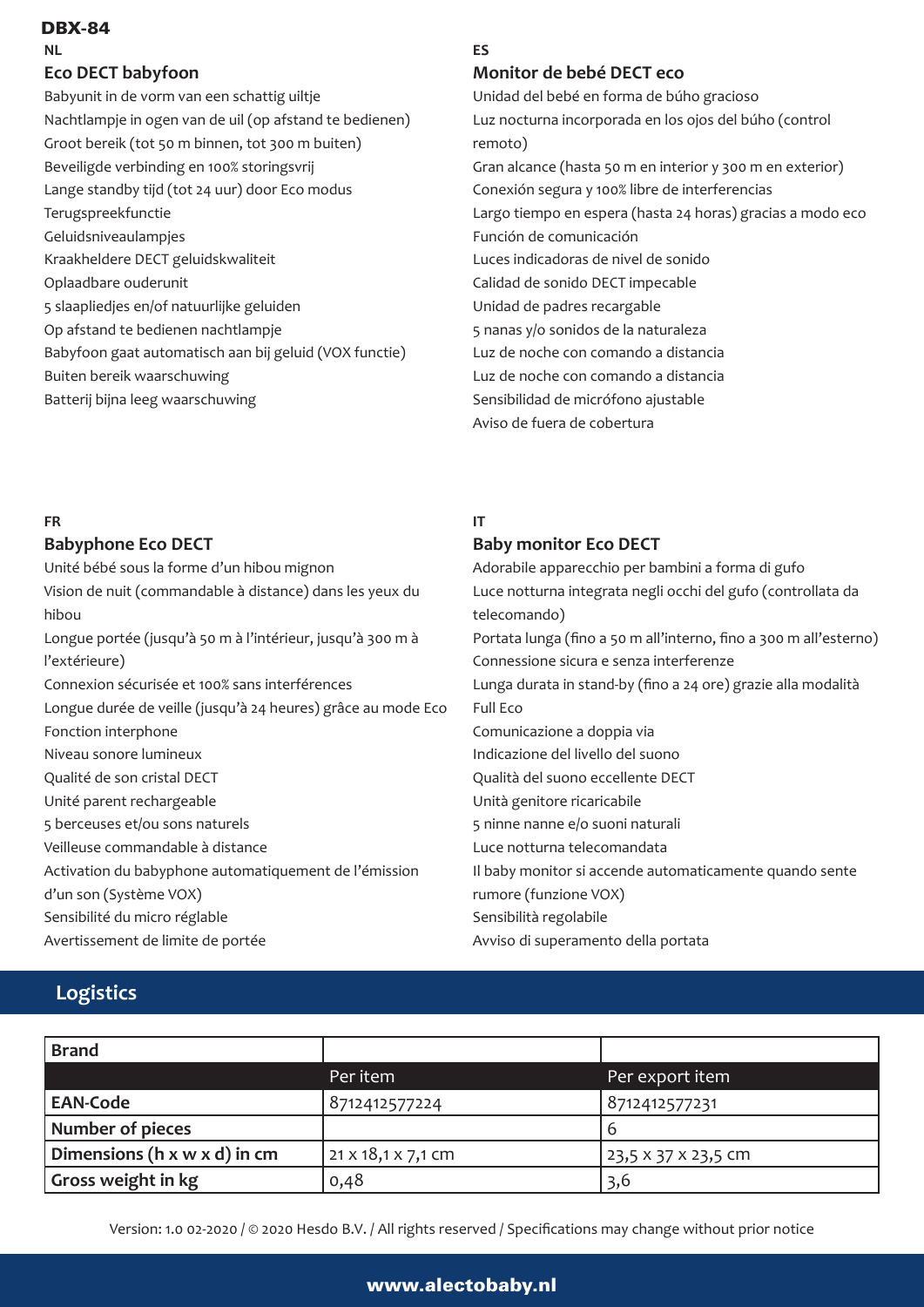**DBX-84**

NL

## Eco DECT babyfoon

Babyunit in de vorm van een schattig uiltje
Nachtlampje in ogen van de uil (op afstand te bedienen)
Groot bereik (tot 50 m binnen, tot 300 m buiten)
Beveiligde verbinding en 100% storingsvrij
Lange standby tijd (tot 24 uur) door Eco modus
Terugspreekfunctie
Geluidsniveaulampjes
Kraakheldere DECT geluidskwaliteit
Oplaadbare ouderunit
5 slaapliedjes en/of natuurlijke geluiden
Op afstand te bedienen nachtlampje
Babyfoon gaat automatisch aan bij geluid (VOX functie)
Buiten bereik waarschuwing
Batterij bijna leeg waarschuwing

ES

## Monitor de bebé DECT eco

Unidad del bebé en forma de búho gracioso
Luz nocturna incorporada en los ojos del búho (control remoto)
Gran alcance (hasta 50 m en interior y 300 m en exterior)
Conexión segura y 100% libre de interferencias
Largo tiempo en espera (hasta 24 horas) gracias a modo eco
Función de comunicación
Luces indicadoras de nivel de sonido
Calidad de sonido DECT impecable
Unidad de padres recargable
5 nanas y/o sonidos de la naturaleza
Luz de noche con comando a distancia
Luz de noche con comando a distancia
Sensibilidad de micrófono ajustable
Aviso de fuera de cobertura

FR

## Babyphone Eco DECT

Unité bébé sous la forme d'un hibou mignon
Vision de nuit (commandable à distance) dans les yeux du hibou
Longue portée (jusqu'à 50 m à l'intérieur, jusqu'à 300 m à l'extérieure)
Connexion sécurisée et 100% sans interférences
Longue durée de veille (jusqu'à 24 heures) grâce au mode Eco
Fonction interphone
Niveau sonore lumineux
Qualité de son cristal DECT
Unité parent rechargeable
5 berceuses et/ou sons naturels
Veilleuse commandable à distance
Activation du babyphone automatiquement de l'émission d'un son (Système VOX)
Sensibilité du micro réglable
Avertissement de limite de portée

IT

## Baby monitor Eco DECT

Adorabile apparecchio per bambini a forma di gufo
Luce notturna integrata negli occhi del gufo (controllata da telecomando)
Portata lunga (fino a 50 m all'interno, fino a 300 m all'esterno)
Connessione sicura e senza interferenze
Lunga durata in stand-by (fino a 24 ore) grazie alla modalità Full Eco
Comunicazione a doppia via
Indicazione del livello del suono
Qualità del suono eccellente DECT
Unità genitore ricaricabile
5 ninne nanne e/o suoni naturali
Luce notturna telecomandata
Il baby monitor si accende automaticamente quando sente rumore (funzione VOX)
Sensibilità regolabile
Avviso di superamento della portata

## Logistics

| Brand | | |
|---|---|---|
| | Per item | Per export item |
| EAN-Code | 8712412577224 | 8712412577231 |
| Number of pieces | | 6 |
| Dimensions (h x w x d) in cm | 21 x 18,1 x 7,1 cm | 23,5 x 37 x 23,5 cm |
| Gross weight in kg | 0,48 | 3,6 |

Version: 1.0 02-2020 / © 2020 Hesdo B.V. / All rights reserved / Specifications may change without prior notice

www.alectobaby.nl